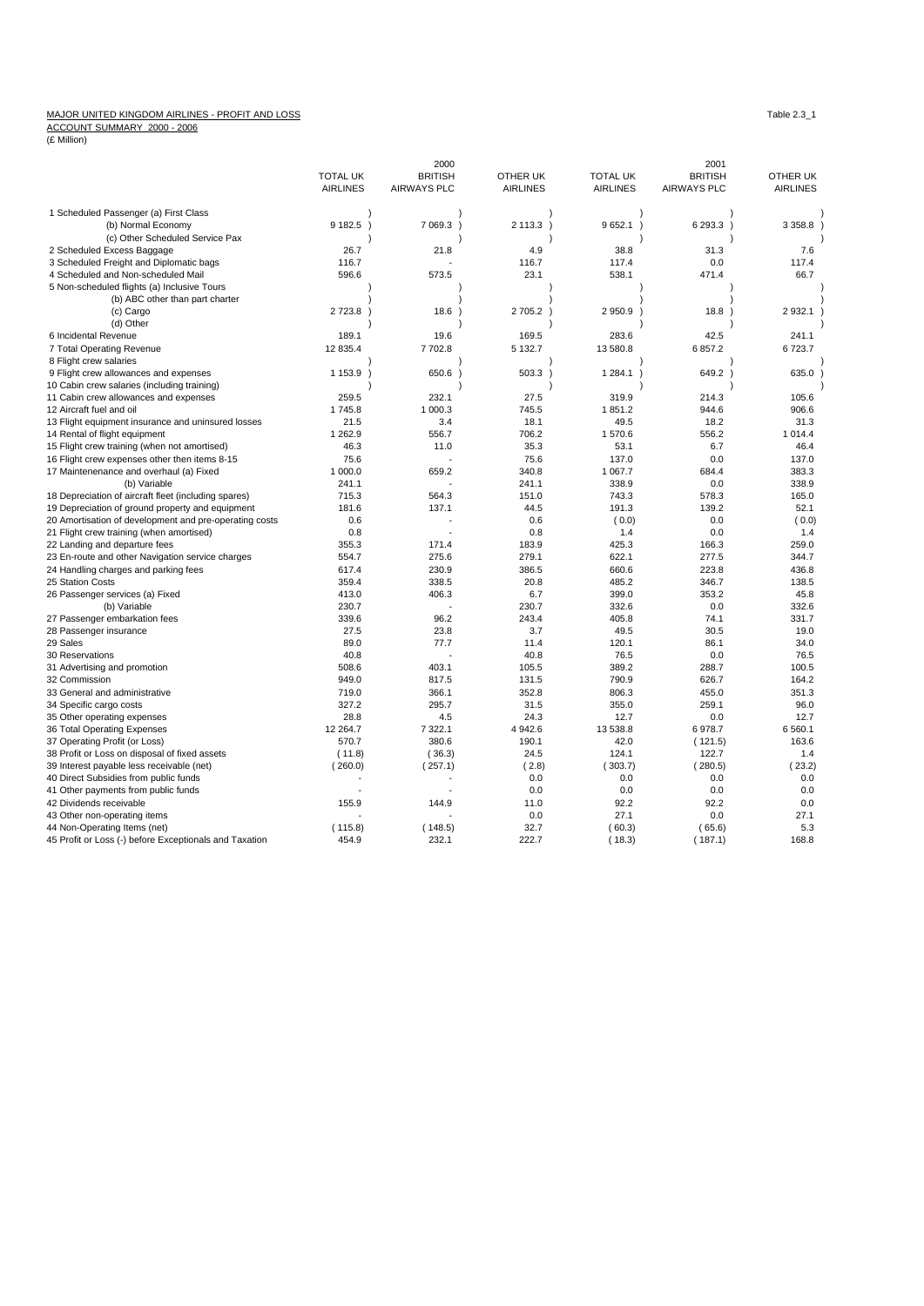MAJOR UNITED KINGDOM AIRLINES - PROFIT AND LOSS

ACCOUNT SUMMARY 2000 - 2006

(£ Million)

Table 2.3_1

| | 2000 | | | 2001 | | |
|---|---|---|---|---|---|---|
| | TOTAL UK AIRLINES | BRITISH AIRWAYS PLC | OTHER UK AIRLINES | TOTAL UK AIRLINES | BRITISH AIRWAYS PLC | OTHER UK AIRLINES |
| 1 Scheduled Passenger (a) First Class | ) | ) | ) | ) | ) | ) |
| (b) Normal Economy | 9 182.5 ) | 7 069.3 ) | 2 113.3 ) | 9 652.1 ) | 6 293.3 ) | 3 358.8 ) |
| (c) Other Scheduled Service Pax | ) | ) | ) | ) | ) | ) |
| 2 Scheduled Excess Baggage | 26.7 | 21.8 | 4.9 | 38.8 | 31.3 | 7.6 |
| 3 Scheduled Freight and Diplomatic bags | 116.7 | - | 116.7 | 117.4 | 0.0 | 117.4 |
| 4 Scheduled and Non-scheduled Mail | 596.6 | 573.5 | 23.1 | 538.1 | 471.4 | 66.7 |
| 5 Non-scheduled flights (a) Inclusive Tours | ) | ) | ) | ) | ) | ) |
| (b) ABC other than part charter | ) | ) | ) | ) | ) | ) |
| (c) Cargo | 2 723.8 ) | 18.6 ) | 2 705.2 ) | 2 950.9 ) | 18.8 ) | 2 932.1 ) |
| (d) Other | ) | ) | ) | ) | ) | ) |
| 6 Incidental Revenue | 189.1 | 19.6 | 169.5 | 283.6 | 42.5 | 241.1 |
| 7 Total Operating Revenue | 12 835.4 | 7 702.8 | 5 132.7 | 13 580.8 | 6 857.2 | 6 723.7 |
| 8 Flight crew salaries | ) | ) | ) | ) | ) | ) |
| 9 Flight crew allowances and expenses | 1 153.9 ) | 650.6 ) | 503.3 ) | 1 284.1 ) | 649.2 ) | 635.0 ) |
| 10 Cabin crew salaries (including training) | ) | ) | ) | ) | ) | ) |
| 11 Cabin crew allowances and expenses | 259.5 | 232.1 | 27.5 | 319.9 | 214.3 | 105.6 |
| 12 Aircraft fuel and oil | 1 745.8 | 1 000.3 | 745.5 | 1 851.2 | 944.6 | 906.6 |
| 13 Flight equipment insurance and uninsured losses | 21.5 | 3.4 | 18.1 | 49.5 | 18.2 | 31.3 |
| 14 Rental of flight equipment | 1 262.9 | 556.7 | 706.2 | 1 570.6 | 556.2 | 1 014.4 |
| 15 Flight crew training (when not amortised) | 46.3 | 11.0 | 35.3 | 53.1 | 6.7 | 46.4 |
| 16 Flight crew expenses other then items 8-15 | 75.6 | - | 75.6 | 137.0 | 0.0 | 137.0 |
| 17 Maintenenance and overhaul (a) Fixed | 1 000.0 | 659.2 | 340.8 | 1 067.7 | 684.4 | 383.3 |
| (b) Variable | 241.1 | - | 241.1 | 338.9 | 0.0 | 338.9 |
| 18 Depreciation of aircraft fleet (including spares) | 715.3 | 564.3 | 151.0 | 743.3 | 578.3 | 165.0 |
| 19 Depreciation of ground property and equipment | 181.6 | 137.1 | 44.5 | 191.3 | 139.2 | 52.1 |
| 20 Amortisation of development and pre-operating costs | 0.6 | - | 0.6 | ( 0.0) | 0.0 | ( 0.0) |
| 21 Flight crew training (when amortised) | 0.8 | - | 0.8 | 1.4 | 0.0 | 1.4 |
| 22 Landing and departure fees | 355.3 | 171.4 | 183.9 | 425.3 | 166.3 | 259.0 |
| 23 En-route and other Navigation service charges | 554.7 | 275.6 | 279.1 | 622.1 | 277.5 | 344.7 |
| 24 Handling charges and parking fees | 617.4 | 230.9 | 386.5 | 660.6 | 223.8 | 436.8 |
| 25 Station Costs | 359.4 | 338.5 | 20.8 | 485.2 | 346.7 | 138.5 |
| 26 Passenger services (a) Fixed | 413.0 | 406.3 | 6.7 | 399.0 | 353.2 | 45.8 |
| (b) Variable | 230.7 | - | 230.7 | 332.6 | 0.0 | 332.6 |
| 27 Passenger embarkation fees | 339.6 | 96.2 | 243.4 | 405.8 | 74.1 | 331.7 |
| 28 Passenger insurance | 27.5 | 23.8 | 3.7 | 49.5 | 30.5 | 19.0 |
| 29 Sales | 89.0 | 77.7 | 11.4 | 120.1 | 86.1 | 34.0 |
| 30 Reservations | 40.8 | - | 40.8 | 76.5 | 0.0 | 76.5 |
| 31 Advertising and promotion | 508.6 | 403.1 | 105.5 | 389.2 | 288.7 | 100.5 |
| 32 Commission | 949.0 | 817.5 | 131.5 | 790.9 | 626.7 | 164.2 |
| 33 General and administrative | 719.0 | 366.1 | 352.8 | 806.3 | 455.0 | 351.3 |
| 34 Specific cargo costs | 327.2 | 295.7 | 31.5 | 355.0 | 259.1 | 96.0 |
| 35 Other operating expenses | 28.8 | 4.5 | 24.3 | 12.7 | 0.0 | 12.7 |
| 36 Total Operating Expenses | 12 264.7 | 7 322.1 | 4 942.6 | 13 538.8 | 6 978.7 | 6 560.1 |
| 37 Operating Profit (or Loss) | 570.7 | 380.6 | 190.1 | 42.0 | ( 121.5) | 163.6 |
| 38 Profit or Loss on disposal of fixed assets | ( 11.8) | ( 36.3) | 24.5 | 124.1 | 122.7 | 1.4 |
| 39 Interest payable less receivable (net) | ( 260.0) | ( 257.1) | ( 2.8) | ( 303.7) | ( 280.5) | ( 23.2) |
| 40 Direct Subsidies from public funds | - | - | 0.0 | 0.0 | 0.0 | 0.0 |
| 41 Other payments from public funds | - | - | 0.0 | 0.0 | 0.0 | 0.0 |
| 42 Dividends receivable | 155.9 | 144.9 | 11.0 | 92.2 | 92.2 | 0.0 |
| 43 Other non-operating items | - | - | 0.0 | 27.1 | 0.0 | 27.1 |
| 44 Non-Operating Items (net) | ( 115.8) | ( 148.5) | 32.7 | ( 60.3) | ( 65.6) | 5.3 |
| 45 Profit or Loss (-) before Exceptionals and Taxation | 454.9 | 232.1 | 222.7 | ( 18.3) | ( 187.1) | 168.8 |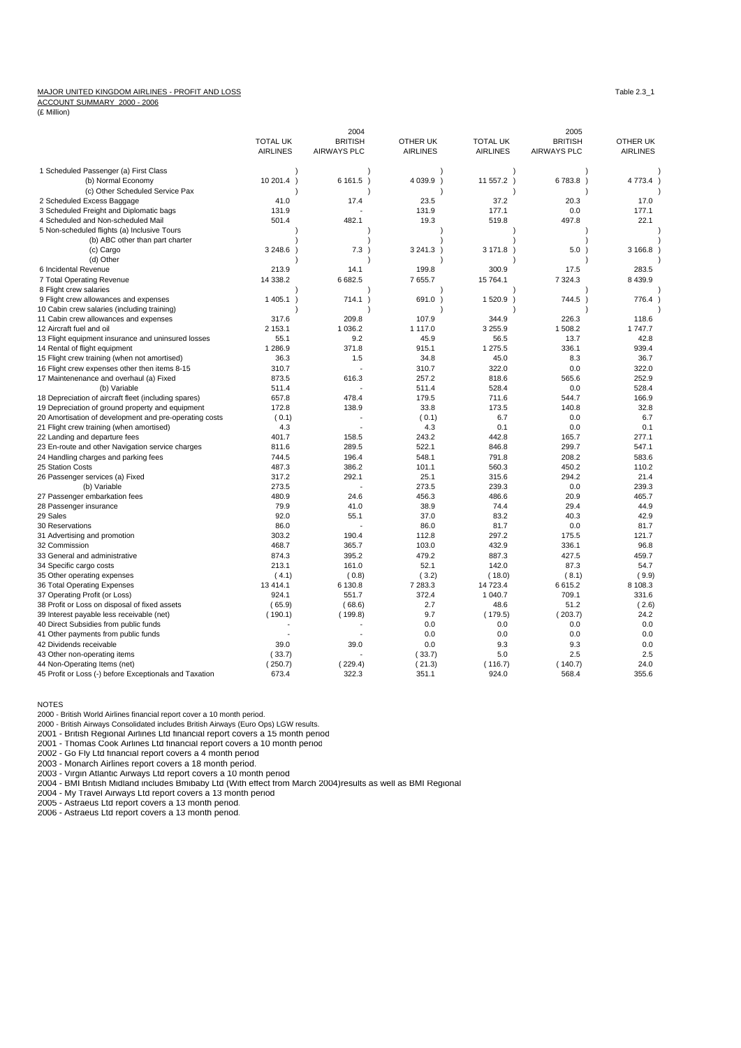MAJOR UNITED KINGDOM AIRLINES - PROFIT AND LOSS

ACCOUNT SUMMARY 2000 - 2006

(£ Million)

Table 2.3_1

| | 2004 | | | 2005 | | |
|---|---|---|---|---|---|---|
| | TOTAL UK AIRLINES | BRITISH AIRWAYS PLC | OTHER UK AIRLINES | TOTAL UK AIRLINES | BRITISH AIRWAYS PLC | OTHER UK AIRLINES |
| 1 Scheduled Passenger (a) First Class | ) | ) | ) | ) | ) | ) |
| (b) Normal Economy | 10 201.4 ) | 6 161.5 ) | 4 039.9 ) | 11 557.2 ) | 6 783.8 ) | 4 773.4 ) |
| (c) Other Scheduled Service Pax | ) | ) | ) | ) | ) | ) |
| 2 Scheduled Excess Baggage | 41.0 | 17.4 | 23.5 | 37.2 | 20.3 | 17.0 |
| 3 Scheduled Freight and Diplomatic bags | 131.9 | - | 131.9 | 177.1 | 0.0 | 177.1 |
| 4 Scheduled and Non-scheduled Mail | 501.4 | 482.1 | 19.3 | 519.8 | 497.8 | 22.1 |
| 5 Non-scheduled flights (a) Inclusive Tours | ) | ) | ) | ) | ) | ) |
| (b) ABC other than part charter | ) | ) | ) | ) | ) | ) |
| (c) Cargo | 3 248.6 ) | 7.3 ) | 3 241.3 ) | 3 171.8 ) | 5.0 ) | 3 166.8 ) |
| (d) Other | ) | ) | ) | ) | ) | ) |
| 6 Incidental Revenue | 213.9 | 14.1 | 199.8 | 300.9 | 17.5 | 283.5 |
| 7 Total Operating Revenue | 14 338.2 | 6 682.5 | 7 655.7 | 15 764.1 | 7 324.3 | 8 439.9 |
| 8 Flight crew salaries | ) | ) | ) | ) | ) | ) |
| 9 Flight crew allowances and expenses | 1 405.1 ) | 714.1 ) | 691.0 ) | 1 520.9 ) | 744.5 ) | 776.4 ) |
| 10 Cabin crew salaries (including training) | ) | ) | ) | ) | ) | ) |
| 11 Cabin crew allowances and expenses | 317.6 | 209.8 | 107.9 | 344.9 | 226.3 | 118.6 |
| 12 Aircraft fuel and oil | 2 153.1 | 1 036.2 | 1 117.0 | 3 255.9 | 1 508.2 | 1 747.7 |
| 13 Flight equipment insurance and uninsured losses | 55.1 | 9.2 | 45.9 | 56.5 | 13.7 | 42.8 |
| 14 Rental of flight equipment | 1 286.9 | 371.8 | 915.1 | 1 275.5 | 336.1 | 939.4 |
| 15 Flight crew training (when not amortised) | 36.3 | 1.5 | 34.8 | 45.0 | 8.3 | 36.7 |
| 16 Flight crew expenses other then items 8-15 | 310.7 | - | 310.7 | 322.0 | 0.0 | 322.0 |
| 17 Maintenenance and overhaul (a) Fixed | 873.5 | 616.3 | 257.2 | 818.6 | 565.6 | 252.9 |
| (b) Variable | 511.4 | - | 511.4 | 528.4 | 0.0 | 528.4 |
| 18 Depreciation of aircraft fleet (including spares) | 657.8 | 478.4 | 179.5 | 711.6 | 544.7 | 166.9 |
| 19 Depreciation of ground property and equipment | 172.8 | 138.9 | 33.8 | 173.5 | 140.8 | 32.8 |
| 20 Amortisation of development and pre-operating costs | ( 0.1) | - | ( 0.1) | 6.7 | 0.0 | 6.7 |
| 21 Flight crew training (when amortised) | 4.3 | - | 4.3 | 0.1 | 0.0 | 0.1 |
| 22 Landing and departure fees | 401.7 | 158.5 | 243.2 | 442.8 | 165.7 | 277.1 |
| 23 En-route and other Navigation service charges | 811.6 | 289.5 | 522.1 | 846.8 | 299.7 | 547.1 |
| 24 Handling charges and parking fees | 744.5 | 196.4 | 548.1 | 791.8 | 208.2 | 583.6 |
| 25 Station Costs | 487.3 | 386.2 | 101.1 | 560.3 | 450.2 | 110.2 |
| 26 Passenger services (a) Fixed | 317.2 | 292.1 | 25.1 | 315.6 | 294.2 | 21.4 |
| (b) Variable | 273.5 | - | 273.5 | 239.3 | 0.0 | 239.3 |
| 27 Passenger embarkation fees | 480.9 | 24.6 | 456.3 | 486.6 | 20.9 | 465.7 |
| 28 Passenger insurance | 79.9 | 41.0 | 38.9 | 74.4 | 29.4 | 44.9 |
| 29 Sales | 92.0 | 55.1 | 37.0 | 83.2 | 40.3 | 42.9 |
| 30 Reservations | 86.0 | - | 86.0 | 81.7 | 0.0 | 81.7 |
| 31 Advertising and promotion | 303.2 | 190.4 | 112.8 | 297.2 | 175.5 | 121.7 |
| 32 Commission | 468.7 | 365.7 | 103.0 | 432.9 | 336.1 | 96.8 |
| 33 General and administrative | 874.3 | 395.2 | 479.2 | 887.3 | 427.5 | 459.7 |
| 34 Specific cargo costs | 213.1 | 161.0 | 52.1 | 142.0 | 87.3 | 54.7 |
| 35 Other operating expenses | ( 4.1) | ( 0.8) | ( 3.2) | ( 18.0) | ( 8.1) | ( 9.9) |
| 36 Total Operating Expenses | 13 414.1 | 6 130.8 | 7 283.3 | 14 723.4 | 6 615.2 | 8 108.3 |
| 37 Operating Profit (or Loss) | 924.1 | 551.7 | 372.4 | 1 040.7 | 709.1 | 331.6 |
| 38 Profit or Loss on disposal of fixed assets | ( 65.9) | ( 68.6) | 2.7 | 48.6 | 51.2 | ( 2.6) |
| 39 Interest payable less receivable (net) | ( 190.1) | ( 199.8) | 9.7 | ( 179.5) | ( 203.7) | 24.2 |
| 40 Direct Subsidies from public funds | - | - | 0.0 | 0.0 | 0.0 | 0.0 |
| 41 Other payments from public funds | - | - | 0.0 | 0.0 | 0.0 | 0.0 |
| 42 Dividends receivable | 39.0 | 39.0 | 0.0 | 9.3 | 9.3 | 0.0 |
| 43 Other non-operating items | ( 33.7) | - | ( 33.7) | 5.0 | 2.5 | 2.5 |
| 44 Non-Operating Items (net) | ( 250.7) | ( 229.4) | ( 21.3) | ( 116.7) | ( 140.7) | 24.0 |
| 45 Profit or Loss (-) before Exceptionals and Taxation | 673.4 | 322.3 | 351.1 | 924.0 | 568.4 | 355.6 |

NOTES

2000 - British World Airlines financial report cover a 10 month period.

2000 - British Airways Consolidated includes British Airways (Euro Ops) LGW results.

2001 - British Regional Airlines Ltd financial report covers a 15 month period

2001 - Thomas Cook Airlines Ltd financial report covers a 10 month period

2002 - Go Fly Ltd financial report covers a 4 month period

2003 - Monarch Airlines report covers a 18 month period.

2003 - Virgin Atlantic Airways Ltd report covers a 10 month period

2004 - BMI British Midland includes Bmibaby Ltd (With effect from March 2004)results as well as BMI Regional

2004 - My Travel Airways Ltd report covers a 13 month period

2005 - Astraeus Ltd report covers a 13 month period.

2006 - Astraeus Ltd report covers a 13 month period.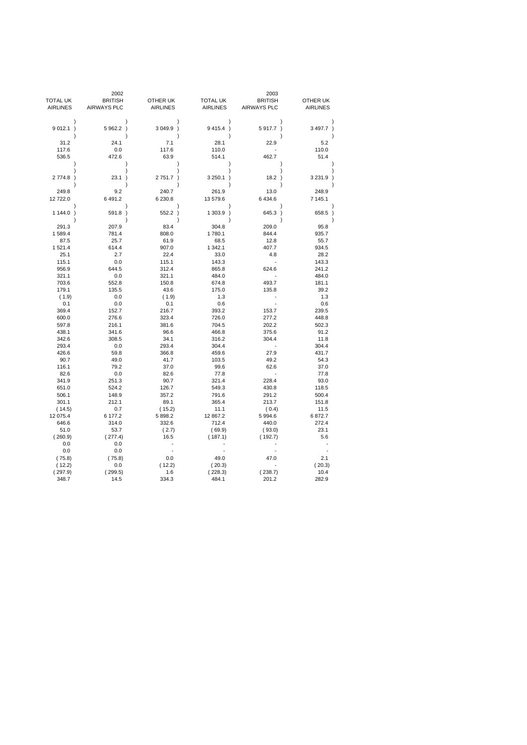| 2002 | | | 2003 | | |
|---|---|---|---|---|---|
| TOTAL UK AIRLINES | BRITISH AIRWAYS PLC | OTHER UK AIRLINES | TOTAL UK AIRLINES | BRITISH AIRWAYS PLC | OTHER UK AIRLINES |
| 9 012.1 | 5 962.2 | 3 049.9 | 9 415.4 | 5 917.7 | 3 497.7 |
| 31.2 | 24.1 | 7.1 | 28.1 | 22.9 | 5.2 |
| 117.6 | 0.0 | 117.6 | 110.0 | - | 110.0 |
| 536.5 | 472.6 | 63.9 | 514.1 | 462.7 | 51.4 |
| 2 774.8 | 23.1 | 2 751.7 | 3 250.1 | 18.2 | 3 231.9 |
| 249.8 | 9.2 | 240.7 | 261.9 | 13.0 | 248.9 |
| 12 722.0 | 6 491.2 | 6 230.8 | 13 579.6 | 6 434.6 | 7 145.1 |
| 1 144.0 | 591.8 | 552.2 | 1 303.9 | 645.3 | 658.5 |
| 291.3 | 207.9 | 83.4 | 304.8 | 209.0 | 95.8 |
| 1 589.4 | 781.4 | 808.0 | 1 780.1 | 844.4 | 935.7 |
| 87.5 | 25.7 | 61.9 | 68.5 | 12.8 | 55.7 |
| 1 521.4 | 614.4 | 907.0 | 1 342.1 | 407.7 | 934.5 |
| 25.1 | 2.7 | 22.4 | 33.0 | 4.8 | 28.2 |
| 115.1 | 0.0 | 115.1 | 143.3 | - | 143.3 |
| 956.9 | 644.5 | 312.4 | 865.8 | 624.6 | 241.2 |
| 321.1 | 0.0 | 321.1 | 484.0 | - | 484.0 |
| 703.6 | 552.8 | 150.8 | 674.8 | 493.7 | 181.1 |
| 179.1 | 135.5 | 43.6 | 175.0 | 135.8 | 39.2 |
| ( 1.9) | 0.0 | ( 1.9) | 1.3 | - | 1.3 |
| 0.1 | 0.0 | 0.1 | 0.6 | - | 0.6 |
| 369.4 | 152.7 | 216.7 | 393.2 | 153.7 | 239.5 |
| 600.0 | 276.6 | 323.4 | 726.0 | 277.2 | 448.8 |
| 597.8 | 216.1 | 381.6 | 704.5 | 202.2 | 502.3 |
| 438.1 | 341.6 | 96.6 | 466.8 | 375.6 | 91.2 |
| 342.6 | 308.5 | 34.1 | 316.2 | 304.4 | 11.8 |
| 293.4 | 0.0 | 293.4 | 304.4 | - | 304.4 |
| 426.6 | 59.8 | 366.8 | 459.6 | 27.9 | 431.7 |
| 90.7 | 49.0 | 41.7 | 103.5 | 49.2 | 54.3 |
| 116.1 | 79.2 | 37.0 | 99.6 | 62.6 | 37.0 |
| 82.6 | 0.0 | 82.6 | 77.8 | - | 77.8 |
| 341.9 | 251.3 | 90.7 | 321.4 | 228.4 | 93.0 |
| 651.0 | 524.2 | 126.7 | 549.3 | 430.8 | 118.5 |
| 506.1 | 148.9 | 357.2 | 791.6 | 291.2 | 500.4 |
| 301.1 | 212.1 | 89.1 | 365.4 | 213.7 | 151.8 |
| ( 14.5) | 0.7 | ( 15.2) | 11.1 | ( 0.4) | 11.5 |
| 12 075.4 | 6 177.2 | 5 898.2 | 12 867.2 | 5 994.6 | 6 872.7 |
| 646.6 | 314.0 | 332.6 | 712.4 | 440.0 | 272.4 |
| 51.0 | 53.7 | ( 2.7) | ( 69.9) | ( 93.0) | 23.1 |
| ( 260.9) | ( 277.4) | 16.5 | ( 187.1) | ( 192.7) | 5.6 |
| 0.0 | 0.0 | - | - | - | - |
| 0.0 | 0.0 | - | - | - | - |
| ( 75.8) | ( 75.8) | 0.0 | 49.0 | 47.0 | 2.1 |
| ( 12.2) | 0.0 | ( 12.2) | ( 20.3) | - | ( 20.3) |
| ( 297.9) | ( 299.5) | 1.6 | ( 228.3) | ( 238.7) | 10.4 |
| 348.7 | 14.5 | 334.3 | 484.1 | 201.2 | 282.9 |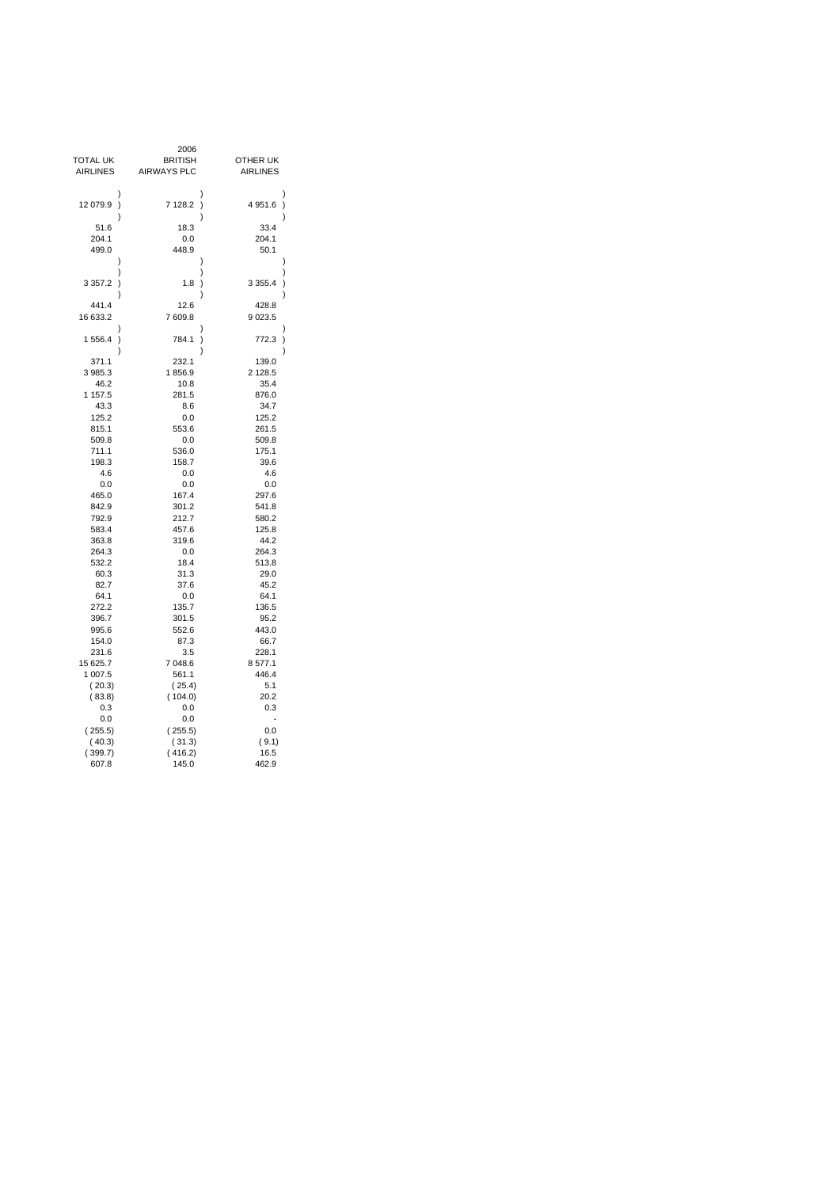| 2006 | | |
|---|---|---|
| TOTAL UK AIRLINES | BRITISH AIRWAYS PLC | OTHER UK AIRLINES |
| 12 079.9 | 7 128.2 | 4 951.6 |
| 51.6 | 18.3 | 33.4 |
| 204.1 | 0.0 | 204.1 |
| 499.0 | 448.9 | 50.1 |
| 3 357.2 | 1.8 | 3 355.4 |
| 441.4 | 12.6 | 428.8 |
| 16 633.2 | 7 609.8 | 9 023.5 |
| 1 556.4 | 784.1 | 772.3 |
| 371.1 | 232.1 | 139.0 |
| 3 985.3 | 1 856.9 | 2 128.5 |
| 46.2 | 10.8 | 35.4 |
| 1 157.5 | 281.5 | 876.0 |
| 43.3 | 8.6 | 34.7 |
| 125.2 | 0.0 | 125.2 |
| 815.1 | 553.6 | 261.5 |
| 509.8 | 0.0 | 509.8 |
| 711.1 | 536.0 | 175.1 |
| 198.3 | 158.7 | 39.6 |
| 4.6 | 0.0 | 4.6 |
| 0.0 | 0.0 | 0.0 |
| 465.0 | 167.4 | 297.6 |
| 842.9 | 301.2 | 541.8 |
| 792.9 | 212.7 | 580.2 |
| 583.4 | 457.6 | 125.8 |
| 363.8 | 319.6 | 44.2 |
| 264.3 | 0.0 | 264.3 |
| 532.2 | 18.4 | 513.8 |
| 60.3 | 31.3 | 29.0 |
| 82.7 | 37.6 | 45.2 |
| 64.1 | 0.0 | 64.1 |
| 272.2 | 135.7 | 136.5 |
| 396.7 | 301.5 | 95.2 |
| 995.6 | 552.6 | 443.0 |
| 154.0 | 87.3 | 66.7 |
| 231.6 | 3.5 | 228.1 |
| 15 625.7 | 7 048.6 | 8 577.1 |
| 1 007.5 | 561.1 | 446.4 |
| ( 20.3) | ( 25.4) | 5.1 |
| ( 83.8) | ( 104.0) | 20.2 |
| 0.3 | 0.0 | 0.3 |
| 0.0 | 0.0 | - |
| ( 255.5) | ( 255.5) | 0.0 |
| ( 40.3) | ( 31.3) | ( 9.1) |
| ( 399.7) | ( 416.2) | 16.5 |
| 607.8 | 145.0 | 462.9 |